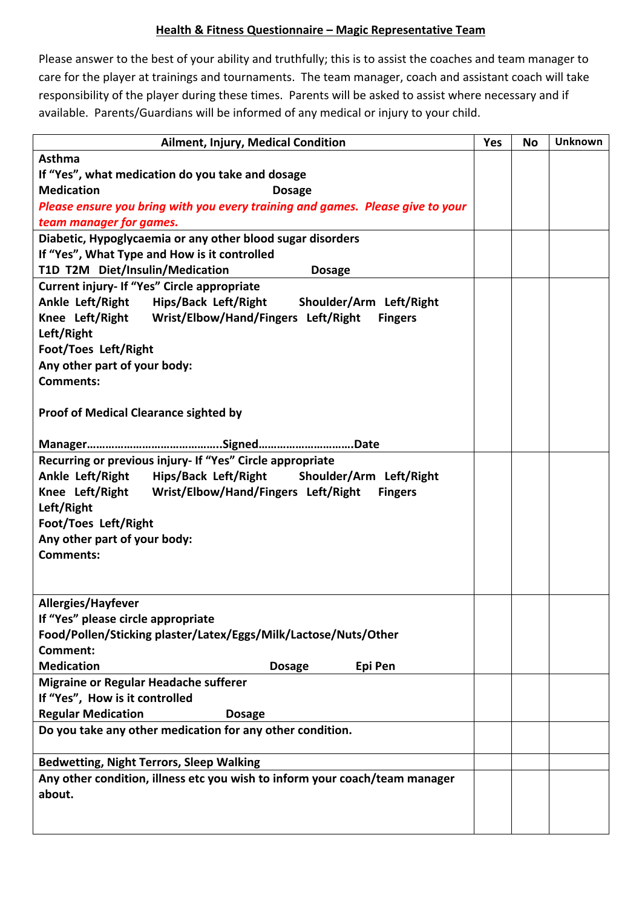## Health & Fitness Questionnaire – Magic Representative Team

Please answer to the best of your ability and truthfully; this is to assist the coaches and team manager to care for the player at trainings and tournaments. The team manager, coach and assistant coach will take responsibility of the player during these times. Parents will be asked to assist where necessary and if available. Parents/Guardians will be informed of any medical or injury to your child.

| Ailment, Injury, Medical Condition | Yes | No | Unknown |
|---|---|---|---|
| **Asthma**<br>**If "Yes", what medication do you take and dosage**<br>**Medication Dosage**<br>***Please ensure you bring with you every training and games. Please give to your team manager for games.*** | | | |
| **Diabetic, Hypoglycaemia or any other blood sugar disorders**<br>**If "Yes", What Type and How is it controlled**<br>**T1D T2M Diet/Insulin/Medication Dosage** | | | |
| **Current injury- If "Yes" Circle appropriate**<br>**Ankle Left/Right Hips/Back Left/Right Shoulder/Arm Left/Right**<br>**Knee Left/Right Wrist/Elbow/Hand/Fingers Left/Right Fingers Left/Right**<br>**Foot/Toes Left/Right**<br>**Any other part of your body:**<br>**Comments:**<br><br>**Proof of Medical Clearance sighted by**<br><br>**Manager……………………………………..Signed…………………………..Date** | | | |
| **Recurring or previous injury- If "Yes" Circle appropriate**<br>**Ankle Left/Right Hips/Back Left/Right Shoulder/Arm Left/Right**<br>**Knee Left/Right Wrist/Elbow/Hand/Fingers Left/Right Fingers Left/Right**<br>**Foot/Toes Left/Right**<br>**Any other part of your body:**<br>**Comments:** | | | |
| **Allergies/Hayfever**<br>**If "Yes" please circle appropriate**<br>**Food/Pollen/Sticking plaster/Latex/Eggs/Milk/Lactose/Nuts/Other**<br>**Comment:**<br>**Medication Dosage Epi Pen** | | | |
| **Migraine or Regular Headache sufferer**<br>**If "Yes", How is it controlled**<br>**Regular Medication Dosage** | | | |
| **Do you take any other medication for any other condition.** | | | |
| **Bedwetting, Night Terrors, Sleep Walking** | | | |
| **Any other condition, illness etc you wish to inform your coach/team manager about.** | | | |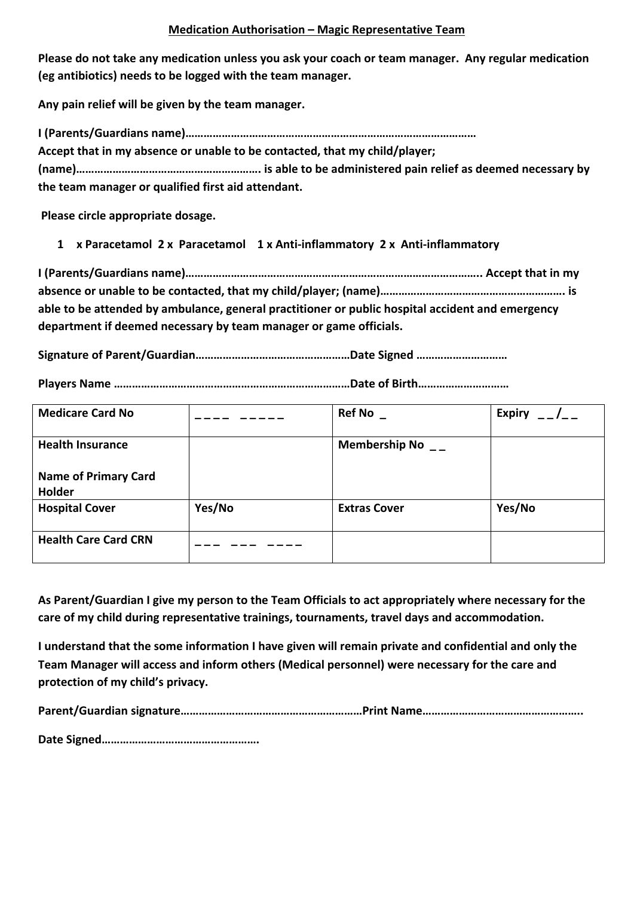**Medication Authorisation – Magic Representative Team**

**Please do not take any medication unless you ask your coach or team manager. Any regular medication (eg antibiotics) needs to be logged with the team manager.**

**Any pain relief will be given by the team manager.**

**I (Parents/Guardians name)……………………………………………………………………………………**
**Accept that in my absence or unable to be contacted, that my child/player;**
**(name)……………………………………………………. is able to be administered pain relief as deemed necessary by the team manager or qualified first aid attendant.**

**Please circle appropriate dosage.**

**1 x Paracetamol 2 x Paracetamol 1 x Anti-inflammatory 2 x Anti-inflammatory**

**I (Parents/Guardians name)…………………………………………………………………………………….. Accept that in my absence or unable to be contacted, that my child/player; (name)……………………………………………………. is able to be attended by ambulance, general practitioner or public hospital accident and emergency department if deemed necessary by team manager or game officials.**

**Signature of Parent/Guardian……………………………………………Date Signed ………………………**

**Players Name ……………………………………………………………………Date of Birth………………………**

| **Medicare Card No** | _ _ _ _ _ _ _ _ _ | **Ref No** _ | **Expiry** _ _/_ _ |
|---|---|---|---|
| **Health Insurance**<br><br>**Name of Primary Card Holder** | | **Membership No** _ _ | |
| **Hospital Cover** | Yes/No | **Extras Cover** | Yes/No |
| **Health Care Card CRN** | _ _ _ _ _ _ _ _ _ _ | | |

**As Parent/Guardian I give my person to the Team Officials to act appropriately where necessary for the care of my child during representative trainings, tournaments, travel days and accommodation.**

**I understand that the some information I have given will remain private and confidential and only the Team Manager will access and inform others (Medical personnel) were necessary for the care and protection of my child's privacy.**

**Parent/Guardian signature……………………………………………………Print Name……………………………………………..**

**Date Signed……………………………………………**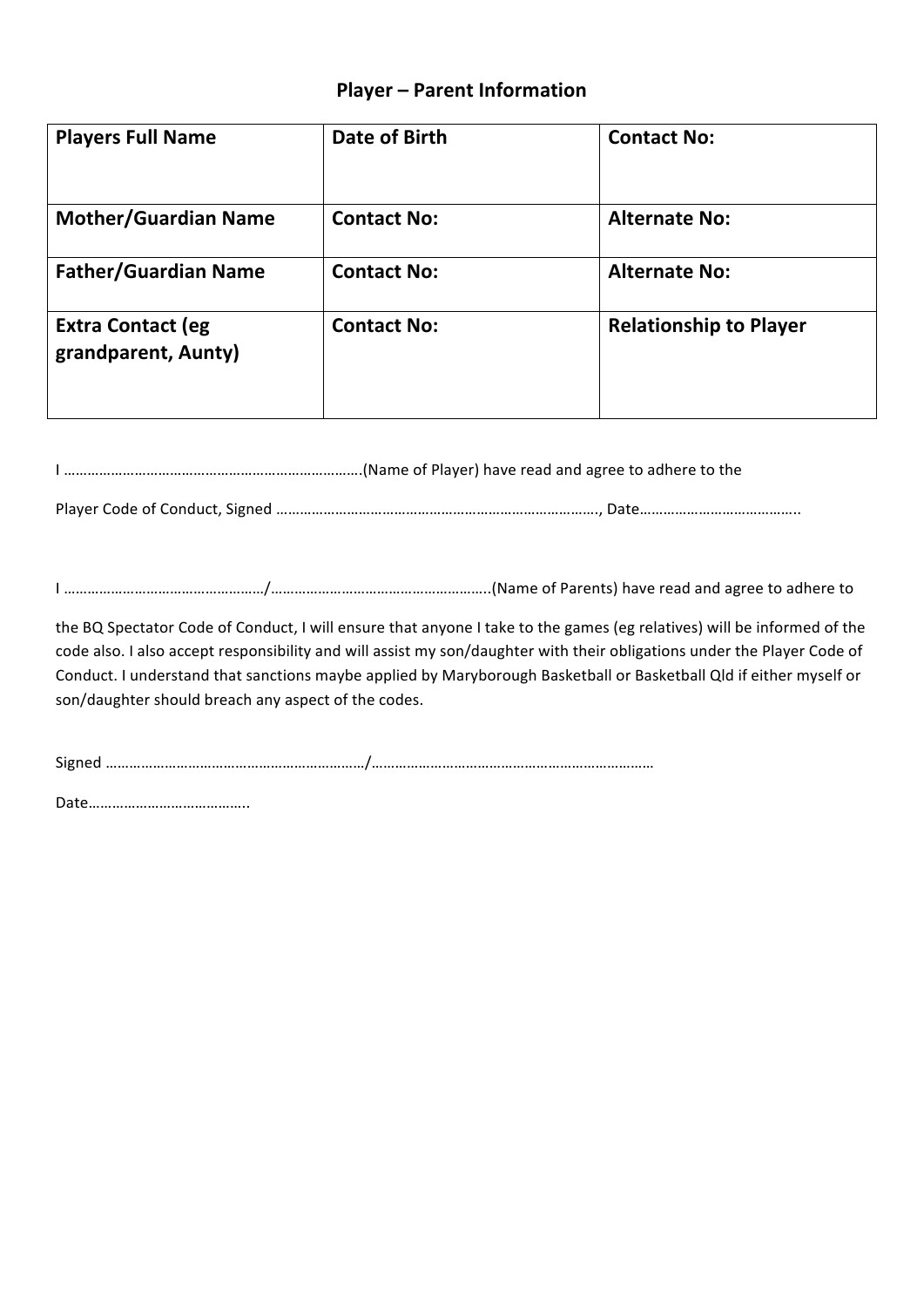## Player – Parent Information

| | | |
|---|---|---|
| **Players Full Name** | **Date of Birth** | **Contact No:** |
| **Mother/Guardian Name** | **Contact No:** | **Alternate No:** |
| **Father/Guardian Name** | **Contact No:** | **Alternate No:** |
| **Extra Contact (eg grandparent, Aunty)** | **Contact No:** | **Relationship to Player** |

I ……………………………………………………………………(Name of Player) have read and agree to adhere to the

Player Code of Conduct, Signed ……………………………………………………………………., Date…………………………………..

I ……………………………………………/………………………………………………..(Name of Parents) have read and agree to adhere to

the BQ Spectator Code of Conduct, I will ensure that anyone I take to the games (eg relatives) will be informed of the code also. I also accept responsibility and will assist my son/daughter with their obligations under the Player Code of Conduct. I understand that sanctions maybe applied by Maryborough Basketball or Basketball Qld if either myself or son/daughter should breach any aspect of the codes.

Signed …………………………………………………………/………………………………………………………………

Date…………………………………..